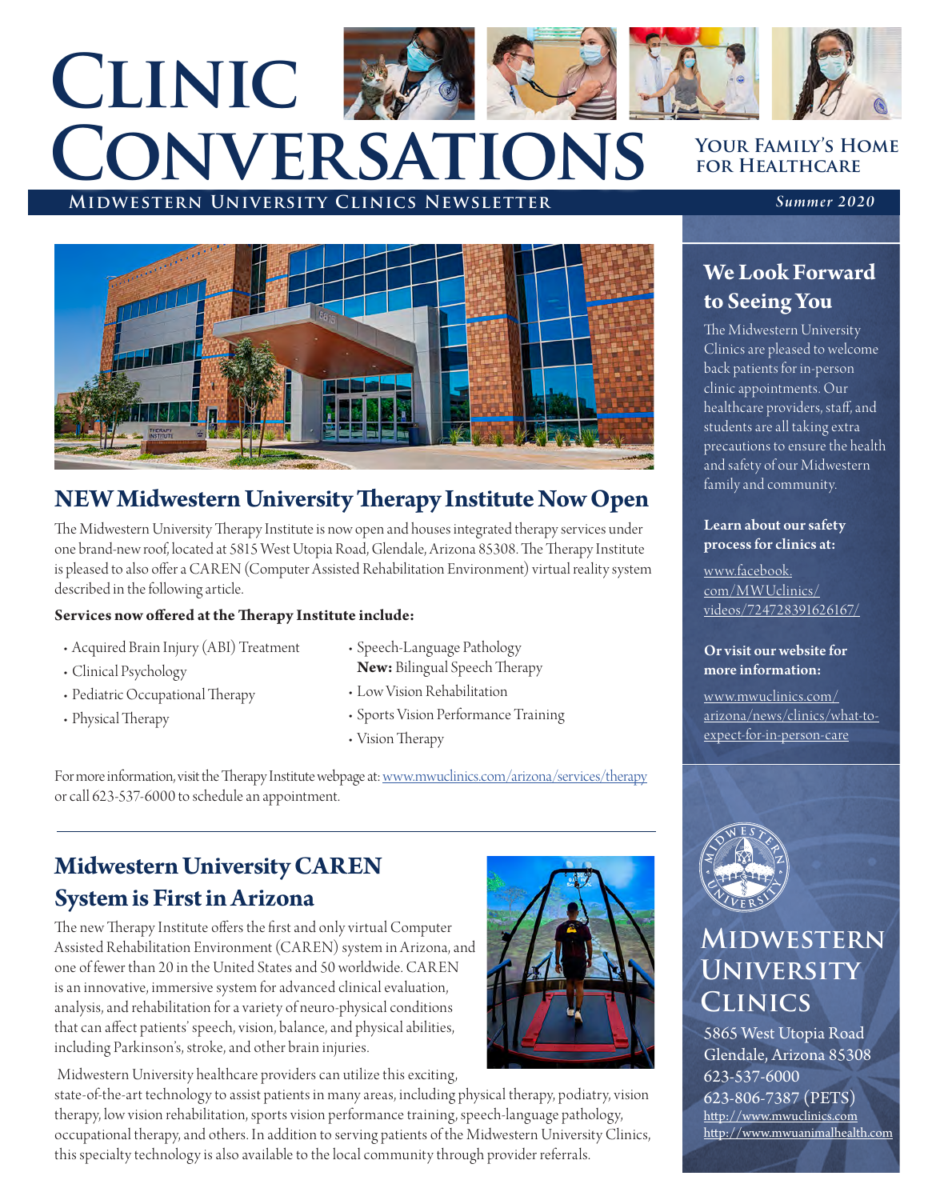# Clinic Conversations

**Your Family's Home for Healthcare**

**Midwestern University Clinics Newsletter**

*Summer 2020*

## NEW Midwestern University Therapy Institute Now Open

The Midwestern University Therapy Institute is now open and houses integrated therapy services under one brand-new roof, located at 5815 West Utopia Road, Glendale, Arizona 85308. The Therapy Institute is pleased to also offer a CAREN (Computer Assisted Rehabilitation Environment) virtual reality system described in the following article.

**Services now offered at the Therapy Institute include:**

- Acquired Brain Injury (ABI) Treatment
- Clinical Psychology
- Pediatric Occupational Therapy
- Physical Therapy
- Speech-Language Pathology
  **New:** Bilingual Speech Therapy
- Low Vision Rehabilitation
- Sports Vision Performance Training
- Vision Therapy

For more information, visit the Therapy Institute webpage at: www.mwuclinics.com/arizona/services/therapy or call 623-537-6000 to schedule an appointment.

## Midwestern University CAREN System is First in Arizona

The new Therapy Institute offers the first and only virtual Computer Assisted Rehabilitation Environment (CAREN) system in Arizona, and one of fewer than 20 in the United States and 50 worldwide. CAREN is an innovative, immersive system for advanced clinical evaluation, analysis, and rehabilitation for a variety of neuro-physical conditions that can affect patients' speech, vision, balance, and physical abilities, including Parkinson's, stroke, and other brain injuries.

Midwestern University healthcare providers can utilize this exciting, state-of-the-art technology to assist patients in many areas, including physical therapy, podiatry, vision therapy, low vision rehabilitation, sports vision performance training, speech-language pathology, occupational therapy, and others. In addition to serving patients of the Midwestern University Clinics, this specialty technology is also available to the local community through provider referrals.

## We Look Forward to Seeing You

The Midwestern University Clinics are pleased to welcome back patients for in-person clinic appointments. Our healthcare providers, staff, and students are all taking extra precautions to ensure the health and safety of our Midwestern family and community.

**Learn about our safety process for clinics at:**

www.facebook.com/MWUclinics/videos/724728391626167/

**Or visit our website for more information:**

www.mwuclinics.com/arizona/news/clinics/what-to-expect-for-in-person-care

## Midwestern University Clinics

5865 West Utopia Road
Glendale, Arizona 85308
623-537-6000
623-806-7387 (PETS)
http://www.mwuclinics.com
http://www.mwuanimalhealth.com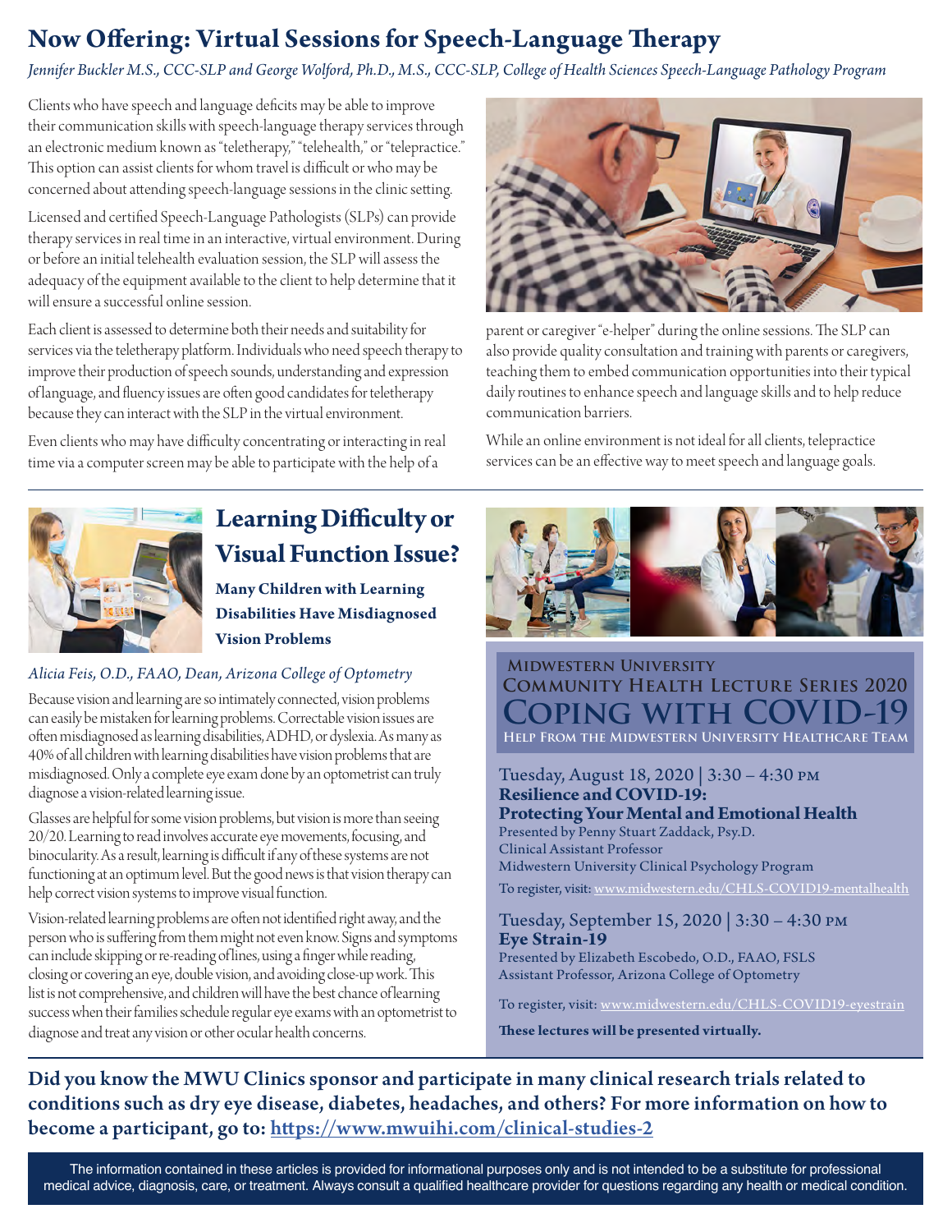# Now Offering: Virtual Sessions for Speech-Language Therapy

*Jennifer Buckler M.S., CCC-SLP and George Wolford, Ph.D., M.S., CCC-SLP, College of Health Sciences Speech-Language Pathology Program*

Clients who have speech and language deficits may be able to improve their communication skills with speech-language therapy services through an electronic medium known as "teletherapy," "telehealth," or "telepractice." This option can assist clients for whom travel is difficult or who may be concerned about attending speech-language sessions in the clinic setting.

Licensed and certified Speech-Language Pathologists (SLPs) can provide therapy services in real time in an interactive, virtual environment. During or before an initial telehealth evaluation session, the SLP will assess the adequacy of the equipment available to the client to help determine that it will ensure a successful online session.

Each client is assessed to determine both their needs and suitability for services via the teletherapy platform. Individuals who need speech therapy to improve their production of speech sounds, understanding and expression of language, and fluency issues are often good candidates for teletherapy because they can interact with the SLP in the virtual environment.

Even clients who may have difficulty concentrating or interacting in real time via a computer screen may be able to participate with the help of a parent or caregiver "e-helper" during the online sessions. The SLP can also provide quality consultation and training with parents or caregivers, teaching them to embed communication opportunities into their typical daily routines to enhance speech and language skills and to help reduce communication barriers.

While an online environment is not ideal for all clients, telepractice services can be an effective way to meet speech and language goals.

## Learning Difficulty or Visual Function Issue?

### Many Children with Learning Disabilities Have Misdiagnosed Vision Problems

*Alicia Feis, O.D., FAAO, Dean, Arizona College of Optometry*

Because vision and learning are so intimately connected, vision problems can easily be mistaken for learning problems. Correctable vision issues are often misdiagnosed as learning disabilities, ADHD, or dyslexia. As many as 40% of all children with learning disabilities have vision problems that are misdiagnosed. Only a complete eye exam done by an optometrist can truly diagnose a vision-related learning issue.

Glasses are helpful for some vision problems, but vision is more than seeing 20/20. Learning to read involves accurate eye movements, focusing, and binocularity. As a result, learning is difficult if any of these systems are not functioning at an optimum level. But the good news is that vision therapy can help correct vision systems to improve visual function.

Vision-related learning problems are often not identified right away, and the person who is suffering from them might not even know. Signs and symptoms can include skipping or re-reading of lines, using a finger while reading, closing or covering an eye, double vision, and avoiding close-up work. This list is not comprehensive, and children will have the best chance of learning success when their families schedule regular eye exams with an optometrist to diagnose and treat any vision or other ocular health concerns.

## Midwestern University Community Health Lecture Series 2020
## Coping with COVID-19
**Help From the Midwestern University Healthcare Team**

Tuesday, August 18, 2020 | 3:30 – 4:30 PM
**Resilience and COVID-19: Protecting Your Mental and Emotional Health**
Presented by Penny Stuart Zaddack, Psy.D.
Clinical Assistant Professor
Midwestern University Clinical Psychology Program

To register, visit: www.midwestern.edu/CHLS-COVID19-mentalhealth

Tuesday, September 15, 2020 | 3:30 – 4:30 PM
**Eye Strain-19**
Presented by Elizabeth Escobedo, O.D., FAAO, FSLS
Assistant Professor, Arizona College of Optometry

To register, visit: www.midwestern.edu/CHLS-COVID19-eyestrain

**These lectures will be presented virtually.**

**Did you know the MWU Clinics sponsor and participate in many clinical research trials related to conditions such as dry eye disease, diabetes, headaches, and others? For more information on how to become a participant, go to: https://www.mwuihi.com/clinical-studies-2**

The information contained in these articles is provided for informational purposes only and is not intended to be a substitute for professional medical advice, diagnosis, care, or treatment. Always consult a qualified healthcare provider for questions regarding any health or medical condition.